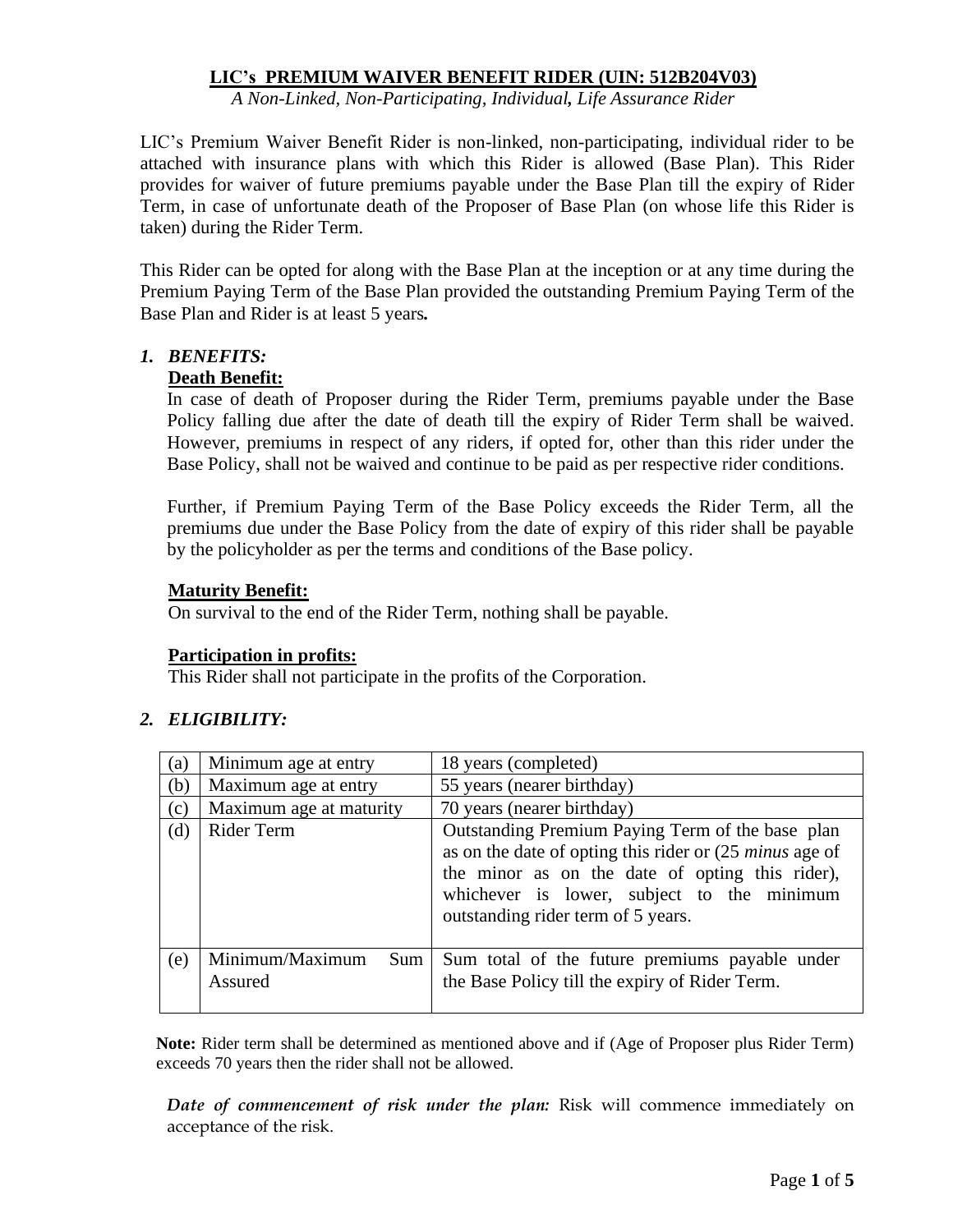# LIC's PREMIUM WAIVER BENEFIT RIDER (UIN: 512B204V03)

*A Non-Linked, Non-Participating, Individual, Life Assurance Rider*

LIC's Premium Waiver Benefit Rider is non-linked, non-participating, individual rider to be attached with insurance plans with which this Rider is allowed (Base Plan). This Rider provides for waiver of future premiums payable under the Base Plan till the expiry of Rider Term, in case of unfortunate death of the Proposer of Base Plan (on whose life this Rider is taken) during the Rider Term.

This Rider can be opted for along with the Base Plan at the inception or at any time during the Premium Paying Term of the Base Plan provided the outstanding Premium Paying Term of the Base Plan and Rider is at least 5 years**.**

## 1. *BENEFITS:*

**Death Benefit:**

In case of death of Proposer during the Rider Term, premiums payable under the Base Policy falling due after the date of death till the expiry of Rider Term shall be waived. However, premiums in respect of any riders, if opted for, other than this rider under the Base Policy, shall not be waived and continue to be paid as per respective rider conditions.

Further, if Premium Paying Term of the Base Policy exceeds the Rider Term, all the premiums due under the Base Policy from the date of expiry of this rider shall be payable by the policyholder as per the terms and conditions of the Base policy.

**Maturity Benefit:**

On survival to the end of the Rider Term, nothing shall be payable.

**Participation in profits:**

This Rider shall not participate in the profits of the Corporation.

## 2. *ELIGIBILITY:*

| | | |
|---|---|---|
| (a) | Minimum age at entry | 18 years (completed) |
| (b) | Maximum age at entry | 55 years (nearer birthday) |
| (c) | Maximum age at maturity | 70 years (nearer birthday) |
| (d) | Rider Term | Outstanding Premium Paying Term of the base plan as on the date of opting this rider or (25 *minus* age of the minor as on the date of opting this rider), whichever is lower, subject to the minimum outstanding rider term of 5 years. |
| (e) | Minimum/Maximum Sum Assured | Sum total of the future premiums payable under the Base Policy till the expiry of Rider Term. |

**Note:** Rider term shall be determined as mentioned above and if (Age of Proposer plus Rider Term) exceeds 70 years then the rider shall not be allowed.

***Date of commencement of risk under the plan:*** Risk will commence immediately on acceptance of the risk.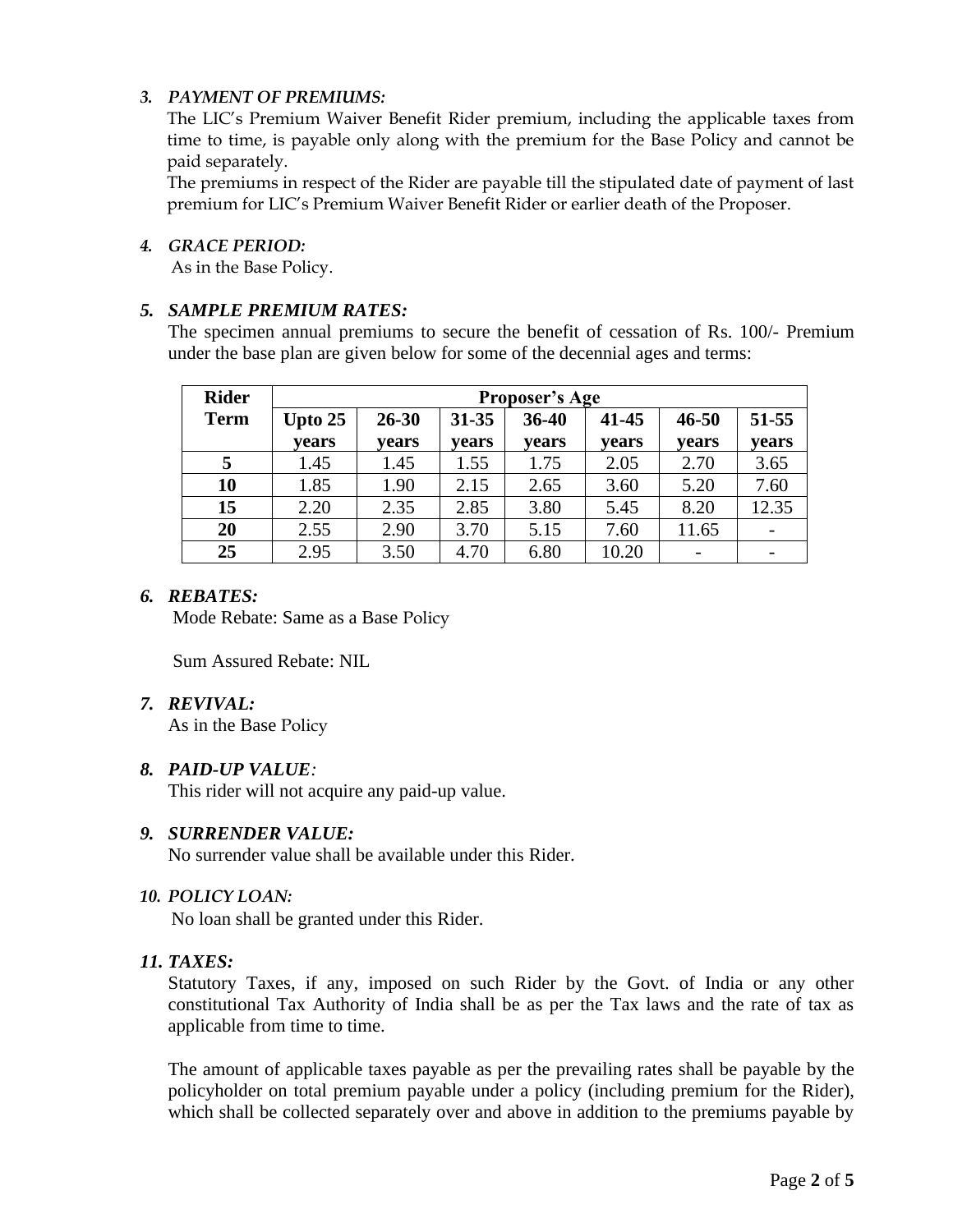### 3. *PAYMENT OF PREMIUMS:*

The LIC's Premium Waiver Benefit Rider premium, including the applicable taxes from time to time, is payable only along with the premium for the Base Policy and cannot be paid separately.

The premiums in respect of the Rider are payable till the stipulated date of payment of last premium for LIC's Premium Waiver Benefit Rider or earlier death of the Proposer.

### 4. *GRACE PERIOD:*

As in the Base Policy.

### 5. *SAMPLE PREMIUM RATES:*

The specimen annual premiums to secure the benefit of cessation of Rs. 100/- Premium under the base plan are given below for some of the decennial ages and terms:

| Rider Term | Proposer's Age | | | | | | |
|---|---|---|---|---|---|---|---|
| | Upto 25 years | 26-30 years | 31-35 years | 36-40 years | 41-45 years | 46-50 years | 51-55 years |
| 5 | 1.45 | 1.45 | 1.55 | 1.75 | 2.05 | 2.70 | 3.65 |
| 10 | 1.85 | 1.90 | 2.15 | 2.65 | 3.60 | 5.20 | 7.60 |
| 15 | 2.20 | 2.35 | 2.85 | 3.80 | 5.45 | 8.20 | 12.35 |
| 20 | 2.55 | 2.90 | 3.70 | 5.15 | 7.60 | 11.65 | - |
| 25 | 2.95 | 3.50 | 4.70 | 6.80 | 10.20 | - | - |

### 6. *REBATES:*

Mode Rebate: Same as a Base Policy

Sum Assured Rebate: NIL

### 7. *REVIVAL:*

As in the Base Policy

### 8. *PAID-UP VALUE:*

This rider will not acquire any paid-up value.

### 9. *SURRENDER VALUE:*

No surrender value shall be available under this Rider.

### 10. *POLICY LOAN:*

No loan shall be granted under this Rider.

### 11. *TAXES:*

Statutory Taxes, if any, imposed on such Rider by the Govt. of India or any other constitutional Tax Authority of India shall be as per the Tax laws and the rate of tax as applicable from time to time.

The amount of applicable taxes payable as per the prevailing rates shall be payable by the policyholder on total premium payable under a policy (including premium for the Rider), which shall be collected separately over and above in addition to the premiums payable by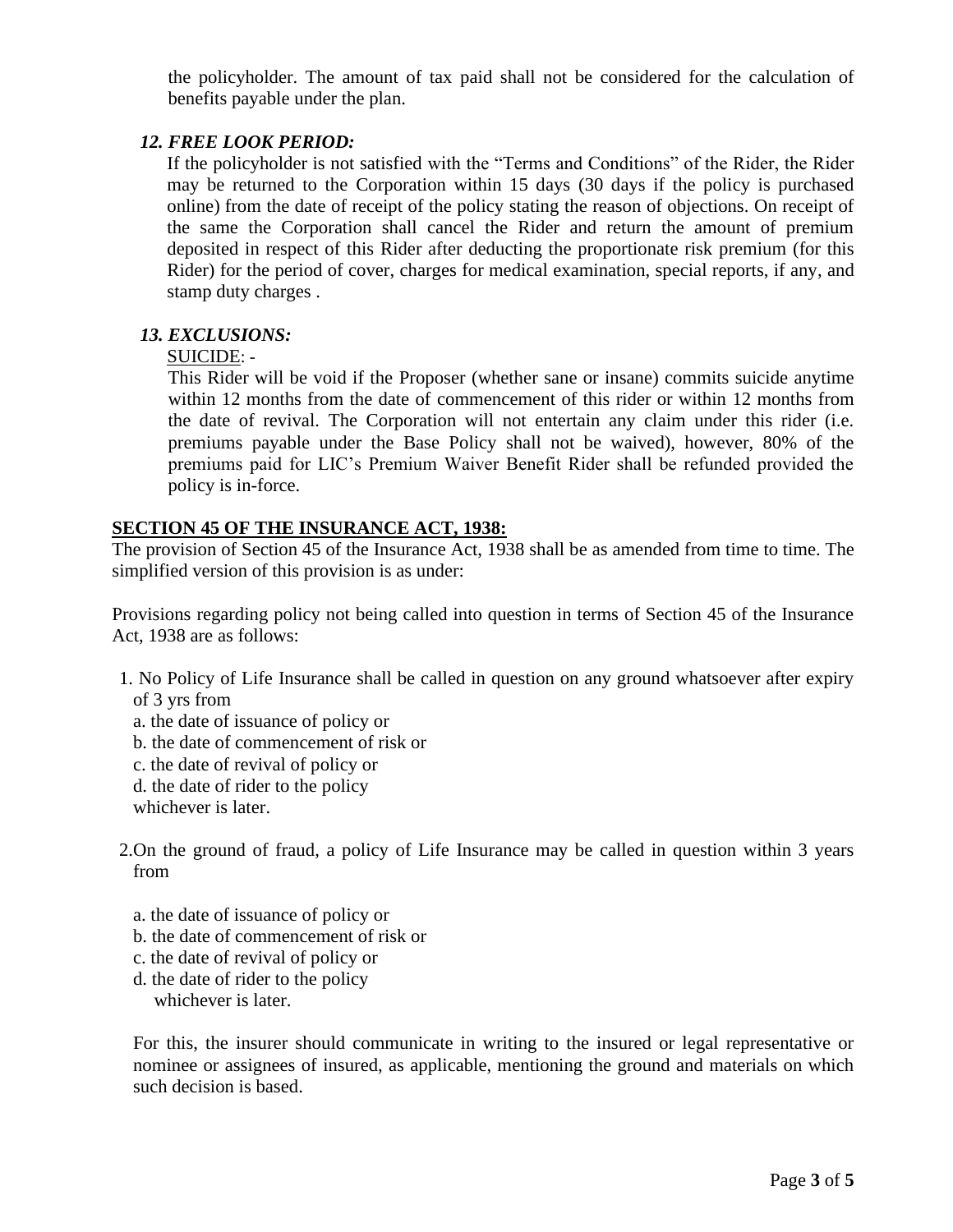the policyholder. The amount of tax paid shall not be considered for the calculation of benefits payable under the plan.

### *12. FREE LOOK PERIOD:*

If the policyholder is not satisfied with the "Terms and Conditions" of the Rider, the Rider may be returned to the Corporation within 15 days (30 days if the policy is purchased online) from the date of receipt of the policy stating the reason of objections. On receipt of the same the Corporation shall cancel the Rider and return the amount of premium deposited in respect of this Rider after deducting the proportionate risk premium (for this Rider) for the period of cover, charges for medical examination, special reports, if any, and stamp duty charges .

### *13. EXCLUSIONS:*

<u>SUICIDE</u>: -

This Rider will be void if the Proposer (whether sane or insane) commits suicide anytime within 12 months from the date of commencement of this rider or within 12 months from the date of revival. The Corporation will not entertain any claim under this rider (i.e. premiums payable under the Base Policy shall not be waived), however, 80% of the premiums paid for LIC's Premium Waiver Benefit Rider shall be refunded provided the policy is in-force.

## <u>SECTION 45 OF THE INSURANCE ACT, 1938:</u>

The provision of Section 45 of the Insurance Act, 1938 shall be as amended from time to time. The simplified version of this provision is as under:

Provisions regarding policy not being called into question in terms of Section 45 of the Insurance Act, 1938 are as follows:

1. No Policy of Life Insurance shall be called in question on any ground whatsoever after expiry of 3 yrs from
   a. the date of issuance of policy or
   b. the date of commencement of risk or
   c. the date of revival of policy or
   d. the date of rider to the policy
   whichever is later.

2. On the ground of fraud, a policy of Life Insurance may be called in question within 3 years from

   a. the date of issuance of policy or
   b. the date of commencement of risk or
   c. the date of revival of policy or
   d. the date of rider to the policy
   whichever is later.

   For this, the insurer should communicate in writing to the insured or legal representative or nominee or assignees of insured, as applicable, mentioning the ground and materials on which such decision is based.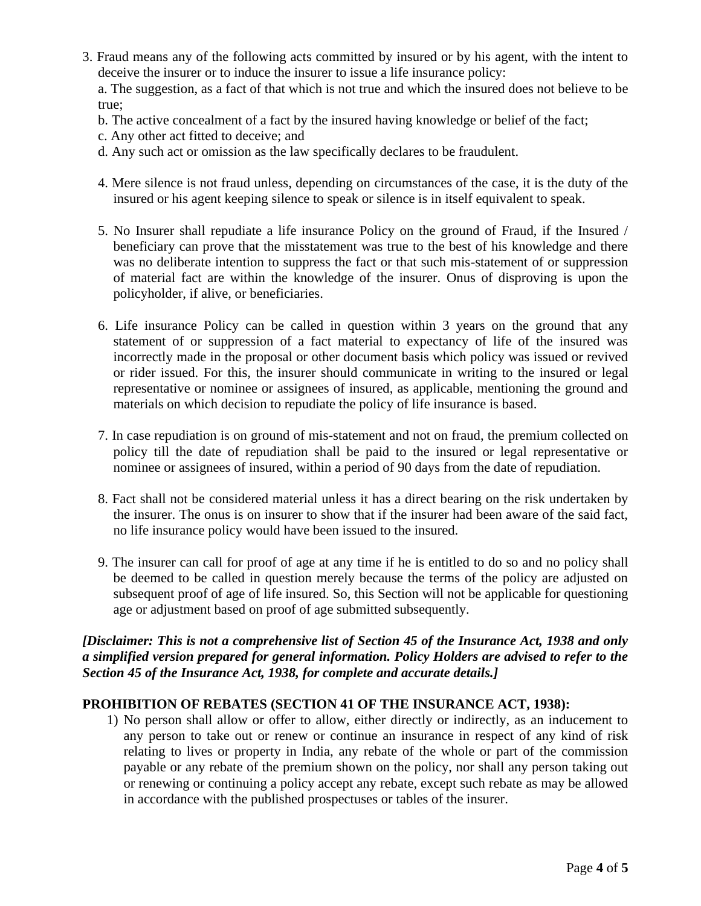3. Fraud means any of the following acts committed by insured or by his agent, with the intent to deceive the insurer or to induce the insurer to issue a life insurance policy:

   a. The suggestion, as a fact of that which is not true and which the insured does not believe to be true;

   b. The active concealment of a fact by the insured having knowledge or belief of the fact;

   c. Any other act fitted to deceive; and

   d. Any such act or omission as the law specifically declares to be fraudulent.

4. Mere silence is not fraud unless, depending on circumstances of the case, it is the duty of the insured or his agent keeping silence to speak or silence is in itself equivalent to speak.

5. No Insurer shall repudiate a life insurance Policy on the ground of Fraud, if the Insured / beneficiary can prove that the misstatement was true to the best of his knowledge and there was no deliberate intention to suppress the fact or that such mis-statement of or suppression of material fact are within the knowledge of the insurer. Onus of disproving is upon the policyholder, if alive, or beneficiaries.

6. Life insurance Policy can be called in question within 3 years on the ground that any statement of or suppression of a fact material to expectancy of life of the insured was incorrectly made in the proposal or other document basis which policy was issued or revived or rider issued. For this, the insurer should communicate in writing to the insured or legal representative or nominee or assignees of insured, as applicable, mentioning the ground and materials on which decision to repudiate the policy of life insurance is based.

7. In case repudiation is on ground of mis-statement and not on fraud, the premium collected on policy till the date of repudiation shall be paid to the insured or legal representative or nominee or assignees of insured, within a period of 90 days from the date of repudiation.

8. Fact shall not be considered material unless it has a direct bearing on the risk undertaken by the insurer. The onus is on insurer to show that if the insurer had been aware of the said fact, no life insurance policy would have been issued to the insured.

9. The insurer can call for proof of age at any time if he is entitled to do so and no policy shall be deemed to be called in question merely because the terms of the policy are adjusted on subsequent proof of age of life insured. So, this Section will not be applicable for questioning age or adjustment based on proof of age submitted subsequently.

***[Disclaimer: This is not a comprehensive list of Section 45 of the Insurance Act, 1938 and only a simplified version prepared for general information. Policy Holders are advised to refer to the Section 45 of the Insurance Act, 1938, for complete and accurate details.]***

**PROHIBITION OF REBATES (SECTION 41 OF THE INSURANCE ACT, 1938):**

1) No person shall allow or offer to allow, either directly or indirectly, as an inducement to any person to take out or renew or continue an insurance in respect of any kind of risk relating to lives or property in India, any rebate of the whole or part of the commission payable or any rebate of the premium shown on the policy, nor shall any person taking out or renewing or continuing a policy accept any rebate, except such rebate as may be allowed in accordance with the published prospectuses or tables of the insurer.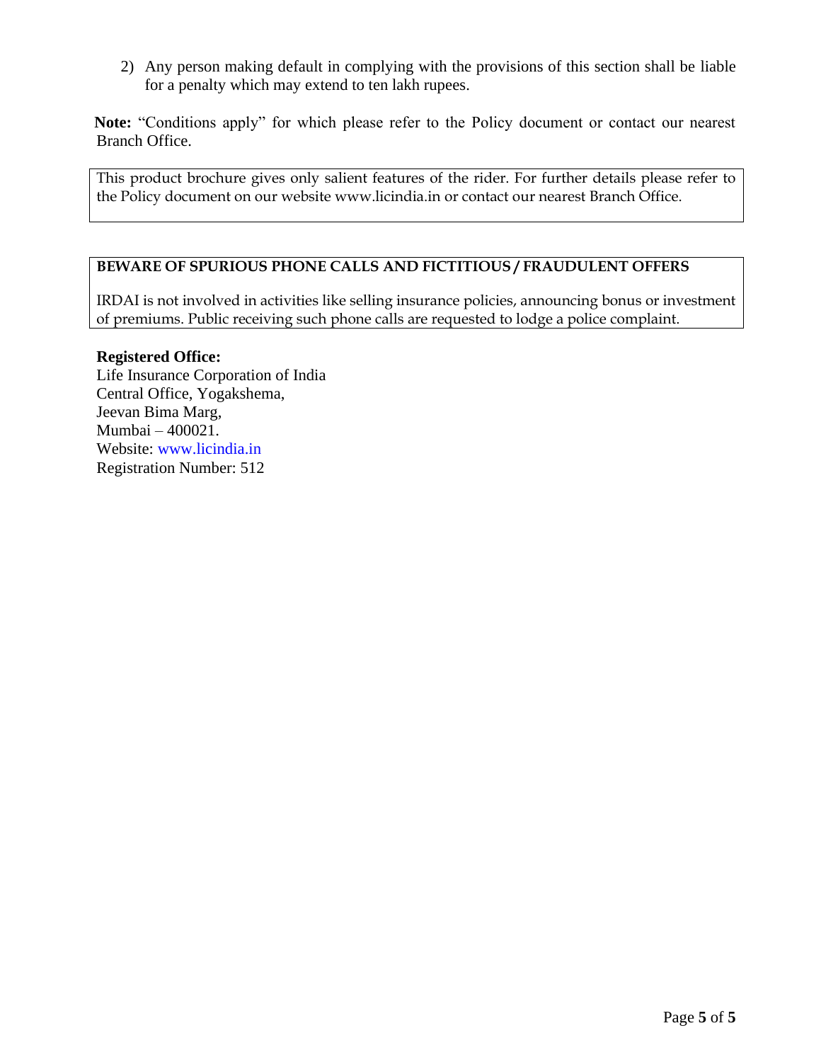2) Any person making default in complying with the provisions of this section shall be liable for a penalty which may extend to ten lakh rupees.

**Note:** "Conditions apply" for which please refer to the Policy document or contact our nearest Branch Office.

This product brochure gives only salient features of the rider. For further details please refer to the Policy document on our website www.licindia.in or contact our nearest Branch Office.

**BEWARE OF SPURIOUS PHONE CALLS AND FICTITIOUS / FRAUDULENT OFFERS**

IRDAI is not involved in activities like selling insurance policies, announcing bonus or investment of premiums. Public receiving such phone calls are requested to lodge a police complaint.

**Registered Office:**
Life Insurance Corporation of India
Central Office, Yogakshema,
Jeevan Bima Marg,
Mumbai – 400021.
Website: www.licindia.in
Registration Number: 512